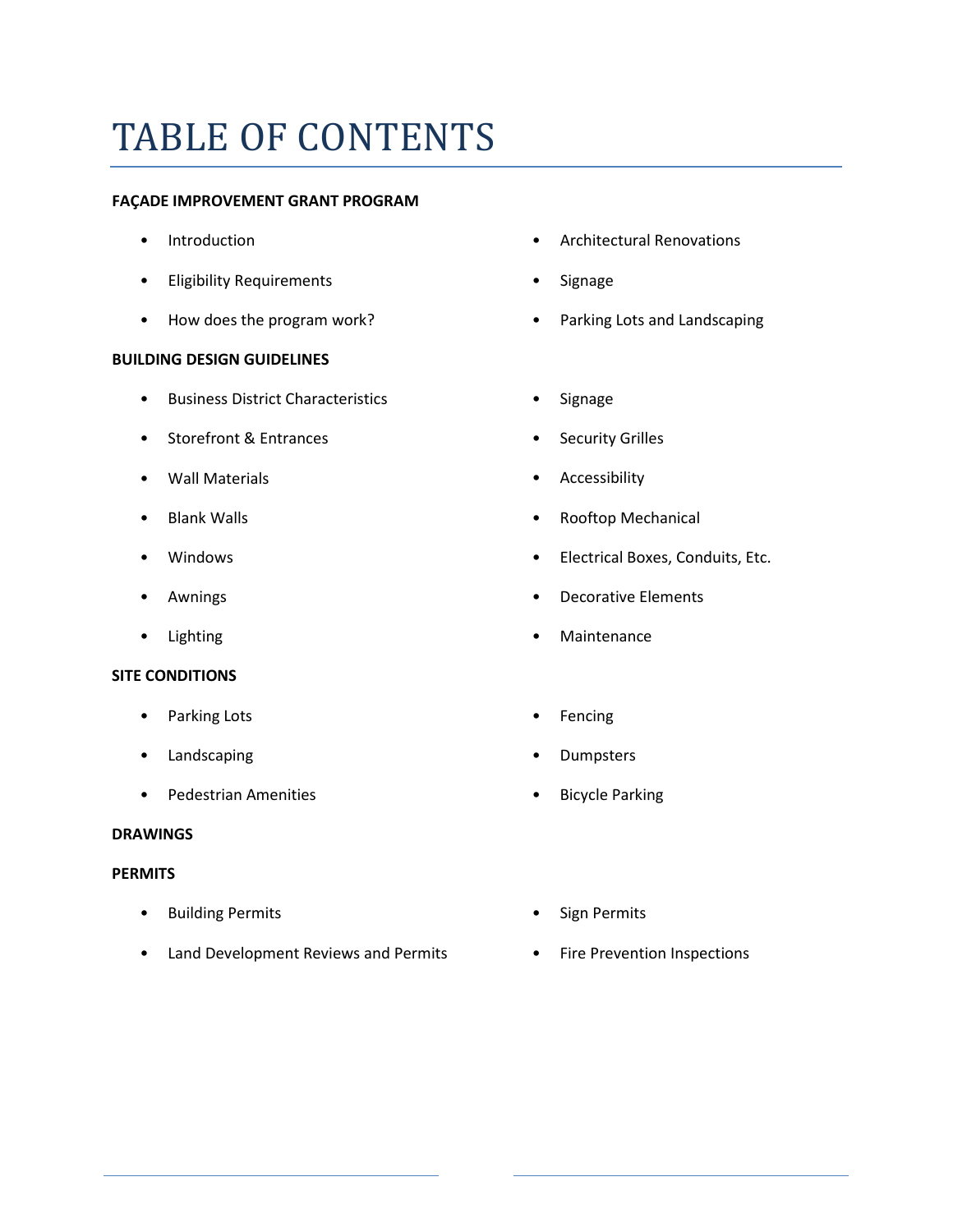# TABLE OF CONTENTS

**FAÇADE IMPROVEMENT GRANT PROGRAM**

- Introduction
- Eligibility Requirements
- How does the program work?
- Architectural Renovations
- Signage
- Parking Lots and Landscaping

**BUILDING DESIGN GUIDELINES**

- Business District Characteristics
- Storefront & Entrances
- Wall Materials
- Blank Walls
- Windows
- Awnings
- Lighting
- Signage
- Security Grilles
- Accessibility
- Rooftop Mechanical
- Electrical Boxes, Conduits, Etc.
- Decorative Elements
- Maintenance

**SITE CONDITIONS**

- Parking Lots
- Landscaping
- Pedestrian Amenities
- Fencing
- Dumpsters
- Bicycle Parking

**DRAWINGS**

**PERMITS**

- Building Permits
- Land Development Reviews and Permits
- Sign Permits
- Fire Prevention Inspections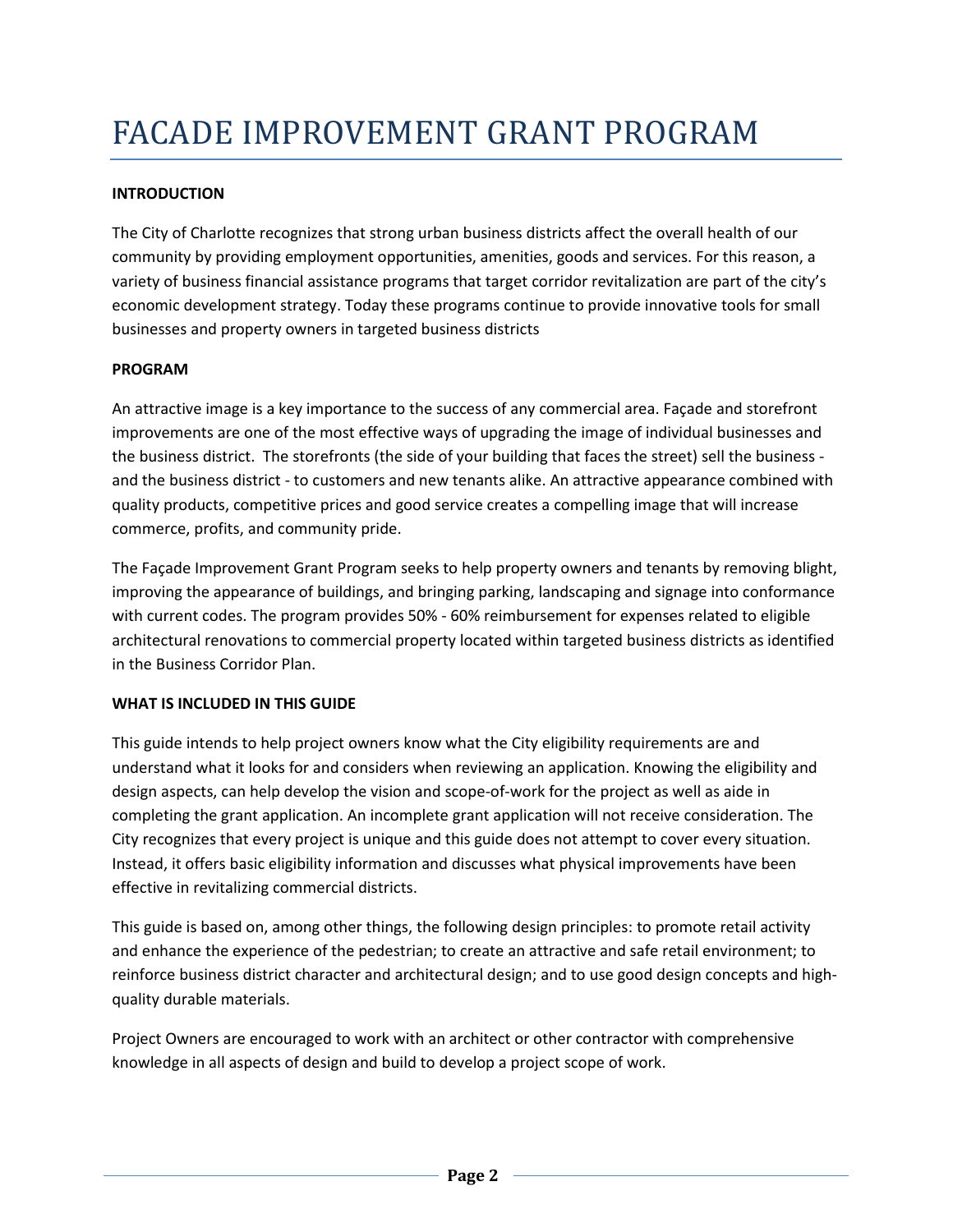# FACADE IMPROVEMENT GRANT PROGRAM

**INTRODUCTION**

The City of Charlotte recognizes that strong urban business districts affect the overall health of our community by providing employment opportunities, amenities, goods and services. For this reason, a variety of business financial assistance programs that target corridor revitalization are part of the city's economic development strategy. Today these programs continue to provide innovative tools for small businesses and property owners in targeted business districts

**PROGRAM**

An attractive image is a key importance to the success of any commercial area. Façade and storefront improvements are one of the most effective ways of upgrading the image of individual businesses and the business district. The storefronts (the side of your building that faces the street) sell the business - and the business district - to customers and new tenants alike. An attractive appearance combined with quality products, competitive prices and good service creates a compelling image that will increase commerce, profits, and community pride.

The Façade Improvement Grant Program seeks to help property owners and tenants by removing blight, improving the appearance of buildings, and bringing parking, landscaping and signage into conformance with current codes. The program provides 50% - 60% reimbursement for expenses related to eligible architectural renovations to commercial property located within targeted business districts as identified in the Business Corridor Plan.

**WHAT IS INCLUDED IN THIS GUIDE**

This guide intends to help project owners know what the City eligibility requirements are and understand what it looks for and considers when reviewing an application. Knowing the eligibility and design aspects, can help develop the vision and scope-of-work for the project as well as aide in completing the grant application. An incomplete grant application will not receive consideration. The City recognizes that every project is unique and this guide does not attempt to cover every situation. Instead, it offers basic eligibility information and discusses what physical improvements have been effective in revitalizing commercial districts.

This guide is based on, among other things, the following design principles: to promote retail activity and enhance the experience of the pedestrian; to create an attractive and safe retail environment; to reinforce business district character and architectural design; and to use good design concepts and high-quality durable materials.

Project Owners are encouraged to work with an architect or other contractor with comprehensive knowledge in all aspects of design and build to develop a project scope of work.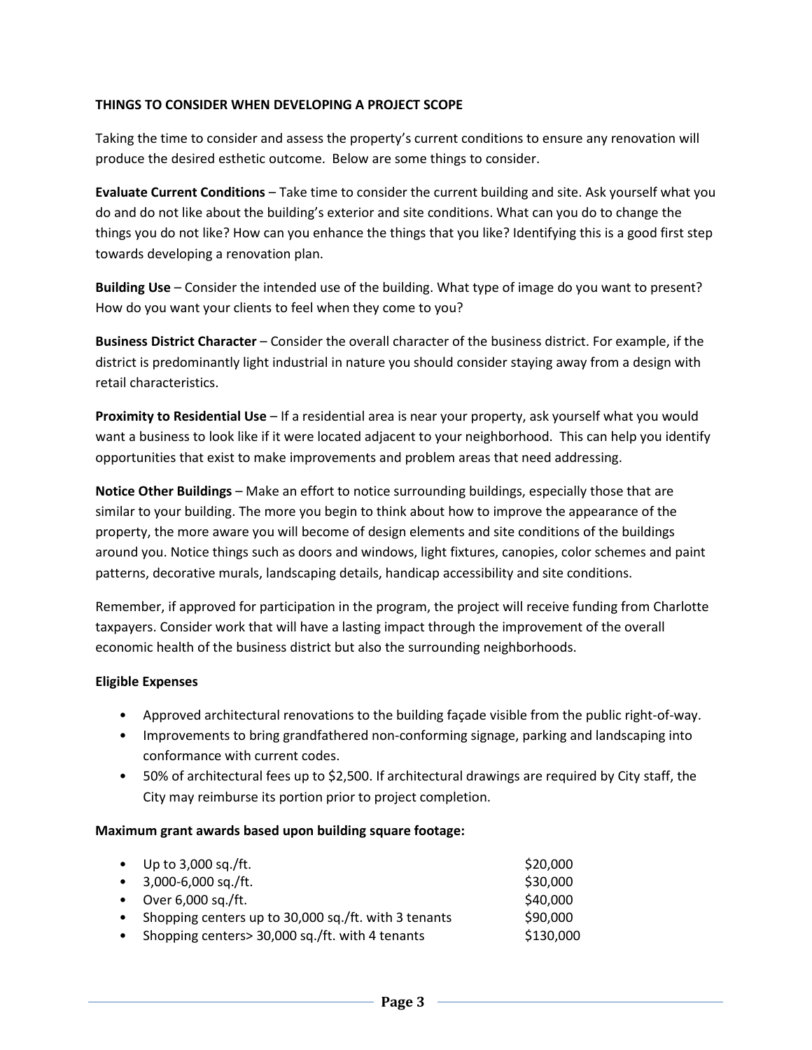## THINGS TO CONSIDER WHEN DEVELOPING A PROJECT SCOPE

Taking the time to consider and assess the property's current conditions to ensure any renovation will produce the desired esthetic outcome. Below are some things to consider.

**Evaluate Current Conditions** – Take time to consider the current building and site. Ask yourself what you do and do not like about the building's exterior and site conditions. What can you do to change the things you do not like? How can you enhance the things that you like? Identifying this is a good first step towards developing a renovation plan.

**Building Use** – Consider the intended use of the building. What type of image do you want to present? How do you want your clients to feel when they come to you?

**Business District Character** – Consider the overall character of the business district. For example, if the district is predominantly light industrial in nature you should consider staying away from a design with retail characteristics.

**Proximity to Residential Use** – If a residential area is near your property, ask yourself what you would want a business to look like if it were located adjacent to your neighborhood. This can help you identify opportunities that exist to make improvements and problem areas that need addressing.

**Notice Other Buildings** – Make an effort to notice surrounding buildings, especially those that are similar to your building. The more you begin to think about how to improve the appearance of the property, the more aware you will become of design elements and site conditions of the buildings around you. Notice things such as doors and windows, light fixtures, canopies, color schemes and paint patterns, decorative murals, landscaping details, handicap accessibility and site conditions.

Remember, if approved for participation in the program, the project will receive funding from Charlotte taxpayers. Consider work that will have a lasting impact through the improvement of the overall economic health of the business district but also the surrounding neighborhoods.

### Eligible Expenses

- Approved architectural renovations to the building façade visible from the public right-of-way.
- Improvements to bring grandfathered non-conforming signage, parking and landscaping into conformance with current codes.
- 50% of architectural fees up to $2,500. If architectural drawings are required by City staff, the City may reimburse its portion prior to project completion.

### Maximum grant awards based upon building square footage:

- Up to 3,000 sq./ft. — $20,000
- 3,000-6,000 sq./ft. — $30,000
- Over 6,000 sq./ft. — $40,000
- Shopping centers up to 30,000 sq./ft. with 3 tenants — $90,000
- Shopping centers> 30,000 sq./ft. with 4 tenants — $130,000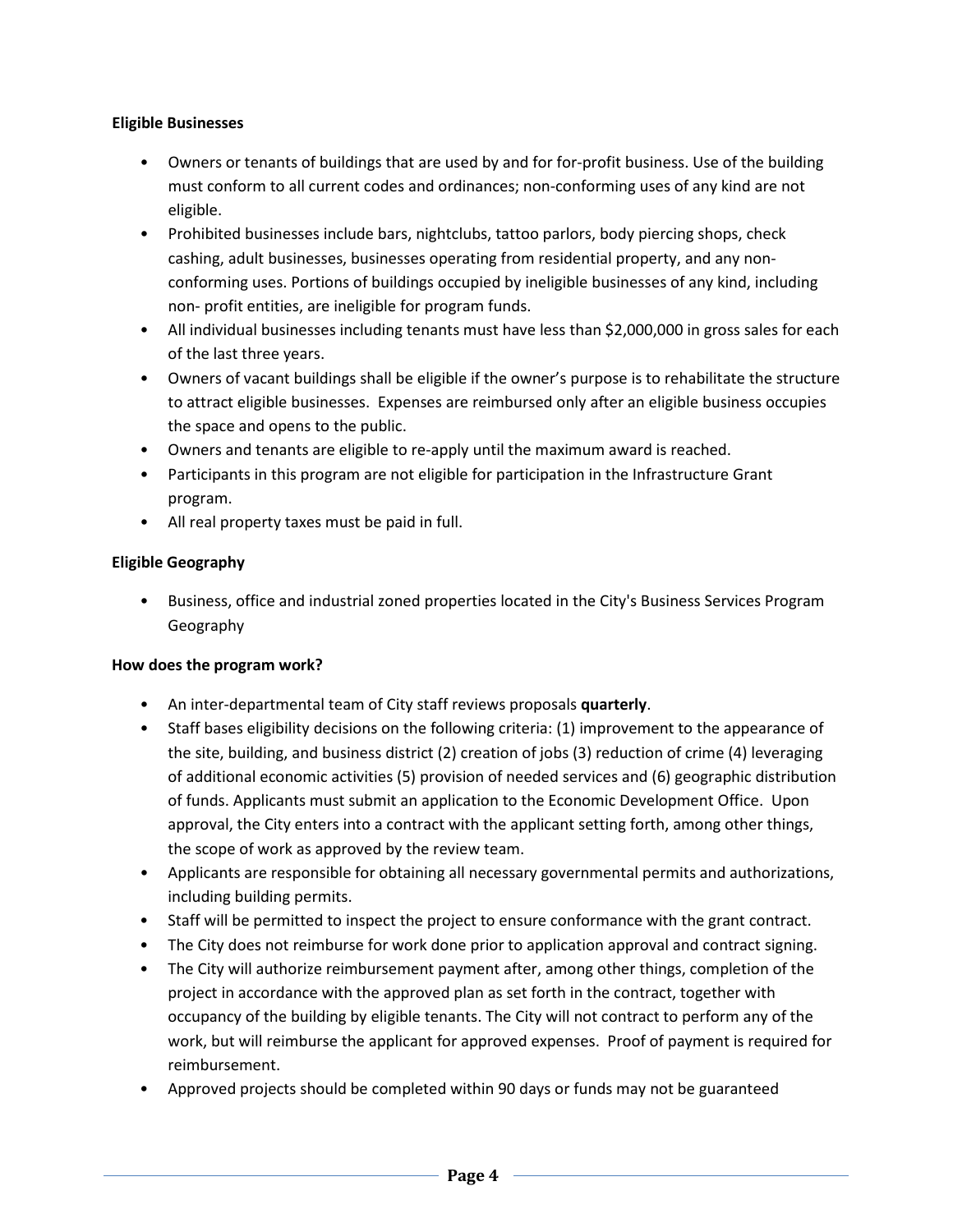**Eligible Businesses**

- Owners or tenants of buildings that are used by and for for-profit business. Use of the building must conform to all current codes and ordinances; non-conforming uses of any kind are not eligible.
- Prohibited businesses include bars, nightclubs, tattoo parlors, body piercing shops, check cashing, adult businesses, businesses operating from residential property, and any non-conforming uses. Portions of buildings occupied by ineligible businesses of any kind, including non- profit entities, are ineligible for program funds.
- All individual businesses including tenants must have less than $2,000,000 in gross sales for each of the last three years.
- Owners of vacant buildings shall be eligible if the owner's purpose is to rehabilitate the structure to attract eligible businesses. Expenses are reimbursed only after an eligible business occupies the space and opens to the public.
- Owners and tenants are eligible to re-apply until the maximum award is reached.
- Participants in this program are not eligible for participation in the Infrastructure Grant program.
- All real property taxes must be paid in full.

**Eligible Geography**

- Business, office and industrial zoned properties located in the City's Business Services Program Geography

**How does the program work?**

- An inter-departmental team of City staff reviews proposals **quarterly**.
- Staff bases eligibility decisions on the following criteria: (1) improvement to the appearance of the site, building, and business district (2) creation of jobs (3) reduction of crime (4) leveraging of additional economic activities (5) provision of needed services and (6) geographic distribution of funds. Applicants must submit an application to the Economic Development Office. Upon approval, the City enters into a contract with the applicant setting forth, among other things, the scope of work as approved by the review team.
- Applicants are responsible for obtaining all necessary governmental permits and authorizations, including building permits.
- Staff will be permitted to inspect the project to ensure conformance with the grant contract.
- The City does not reimburse for work done prior to application approval and contract signing.
- The City will authorize reimbursement payment after, among other things, completion of the project in accordance with the approved plan as set forth in the contract, together with occupancy of the building by eligible tenants. The City will not contract to perform any of the work, but will reimburse the applicant for approved expenses. Proof of payment is required for reimbursement.
- Approved projects should be completed within 90 days or funds may not be guaranteed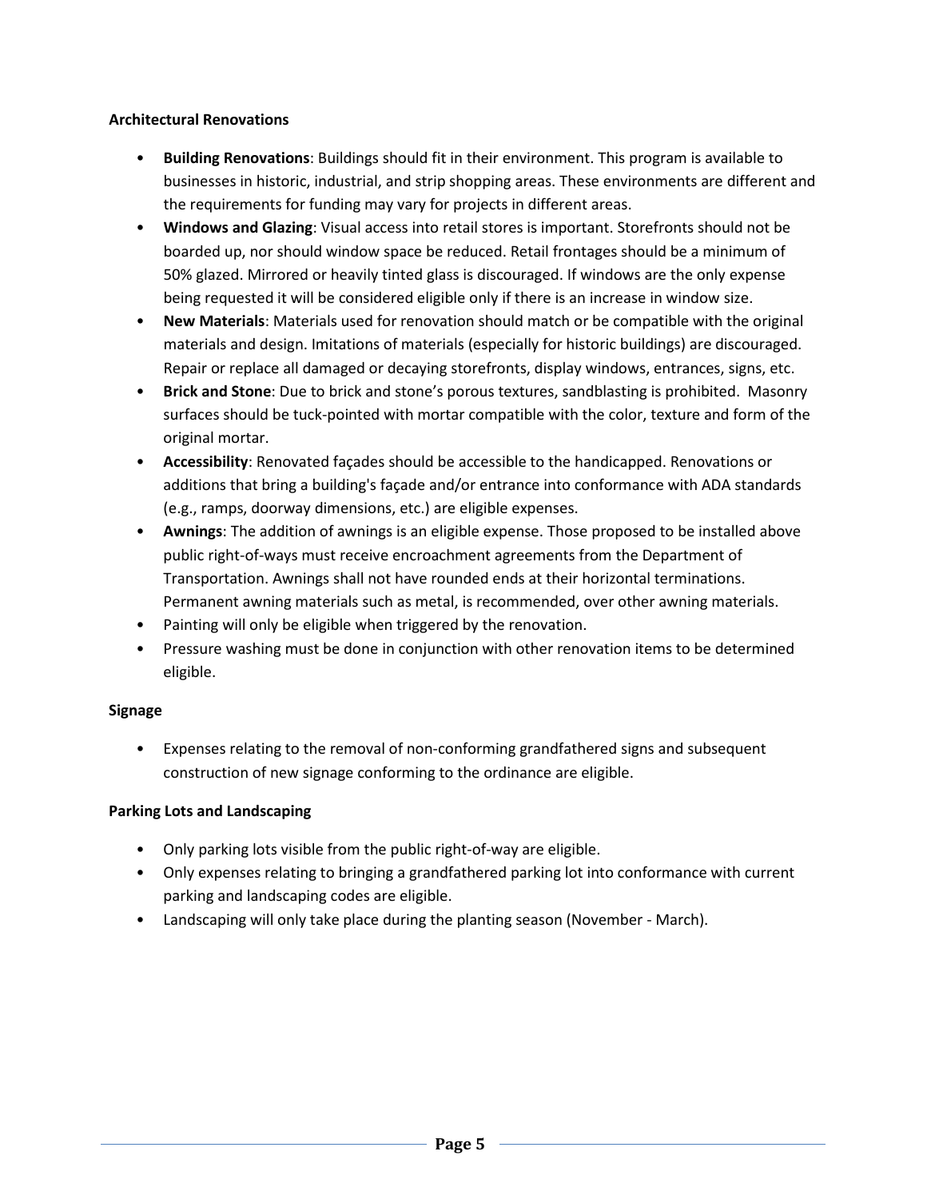**Architectural Renovations**

- **Building Renovations**: Buildings should fit in their environment. This program is available to businesses in historic, industrial, and strip shopping areas. These environments are different and the requirements for funding may vary for projects in different areas.
- **Windows and Glazing**: Visual access into retail stores is important. Storefronts should not be boarded up, nor should window space be reduced. Retail frontages should be a minimum of 50% glazed. Mirrored or heavily tinted glass is discouraged. If windows are the only expense being requested it will be considered eligible only if there is an increase in window size.
- **New Materials**: Materials used for renovation should match or be compatible with the original materials and design. Imitations of materials (especially for historic buildings) are discouraged. Repair or replace all damaged or decaying storefronts, display windows, entrances, signs, etc.
- **Brick and Stone**: Due to brick and stone's porous textures, sandblasting is prohibited. Masonry surfaces should be tuck-pointed with mortar compatible with the color, texture and form of the original mortar.
- **Accessibility**: Renovated façades should be accessible to the handicapped. Renovations or additions that bring a building's façade and/or entrance into conformance with ADA standards (e.g., ramps, doorway dimensions, etc.) are eligible expenses.
- **Awnings**: The addition of awnings is an eligible expense. Those proposed to be installed above public right-of-ways must receive encroachment agreements from the Department of Transportation. Awnings shall not have rounded ends at their horizontal terminations. Permanent awning materials such as metal, is recommended, over other awning materials.
- Painting will only be eligible when triggered by the renovation.
- Pressure washing must be done in conjunction with other renovation items to be determined eligible.

**Signage**

- Expenses relating to the removal of non-conforming grandfathered signs and subsequent construction of new signage conforming to the ordinance are eligible.

**Parking Lots and Landscaping**

- Only parking lots visible from the public right-of-way are eligible.
- Only expenses relating to bringing a grandfathered parking lot into conformance with current parking and landscaping codes are eligible.
- Landscaping will only take place during the planting season (November - March).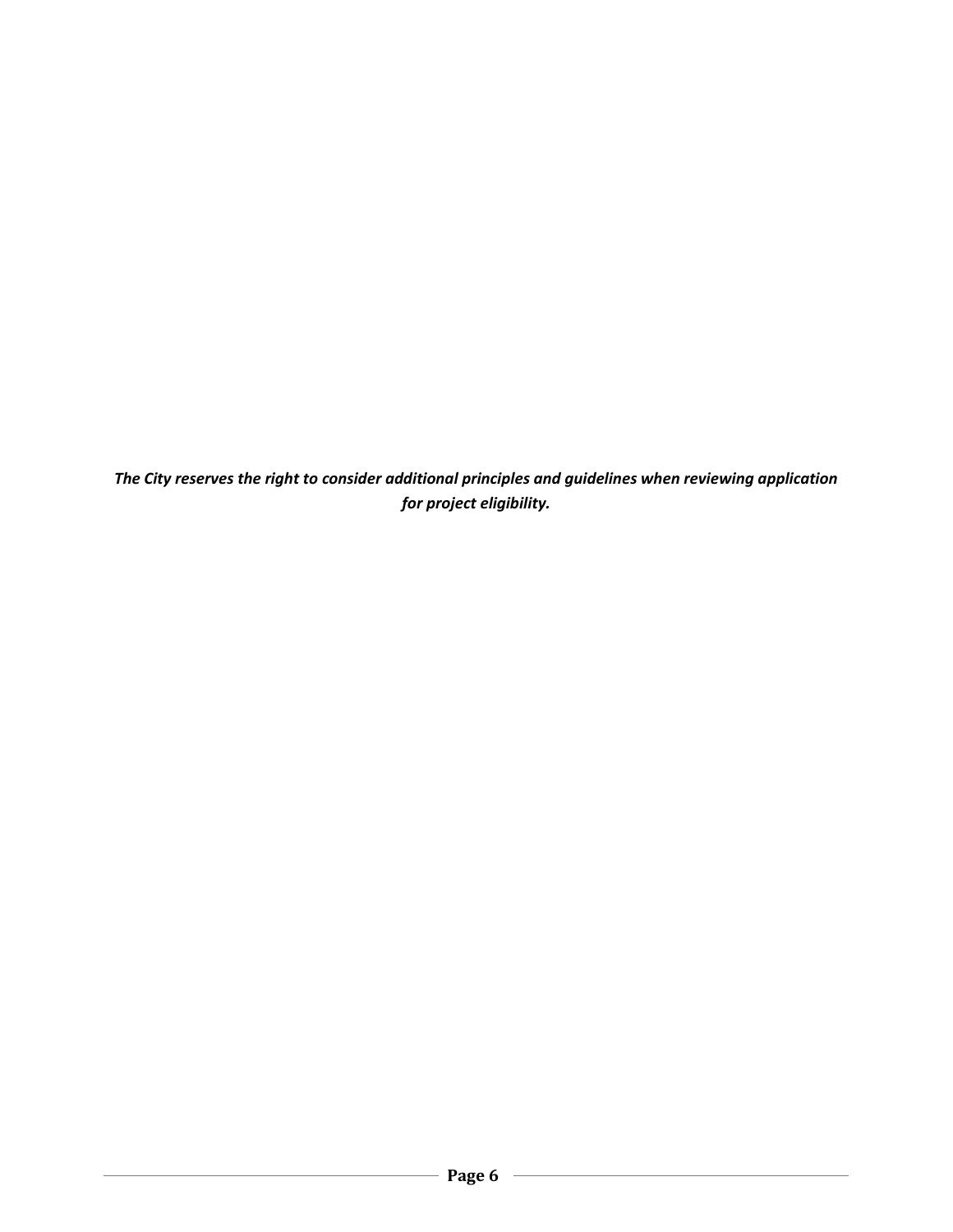***The City reserves the right to consider additional principles and guidelines when reviewing application for project eligibility.***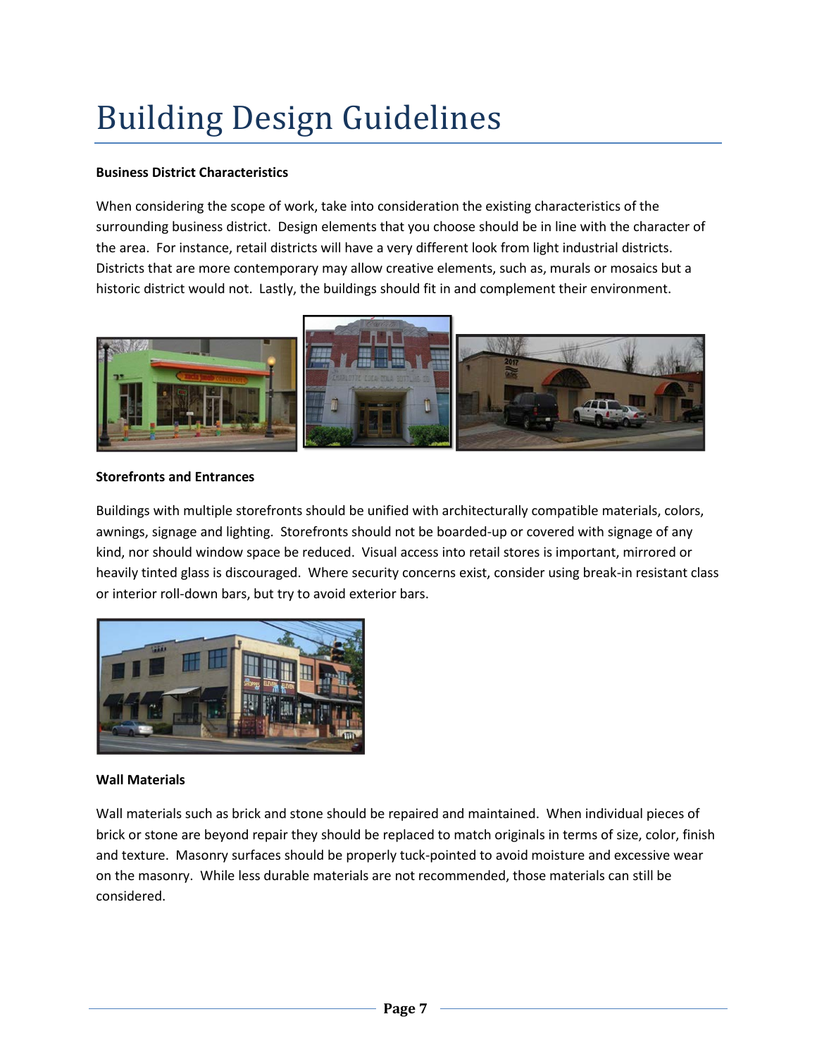# Building Design Guidelines

**Business District Characteristics**

When considering the scope of work, take into consideration the existing characteristics of the surrounding business district. Design elements that you choose should be in line with the character of the area. For instance, retail districts will have a very different look from light industrial districts. Districts that are more contemporary may allow creative elements, such as, murals or mosaics but a historic district would not. Lastly, the buildings should fit in and complement their environment.

**Storefronts and Entrances**

Buildings with multiple storefronts should be unified with architecturally compatible materials, colors, awnings, signage and lighting. Storefronts should not be boarded-up or covered with signage of any kind, nor should window space be reduced. Visual access into retail stores is important, mirrored or heavily tinted glass is discouraged. Where security concerns exist, consider using break-in resistant class or interior roll-down bars, but try to avoid exterior bars.

**Wall Materials**

Wall materials such as brick and stone should be repaired and maintained. When individual pieces of brick or stone are beyond repair they should be replaced to match originals in terms of size, color, finish and texture. Masonry surfaces should be properly tuck-pointed to avoid moisture and excessive wear on the masonry. While less durable materials are not recommended, those materials can still be considered.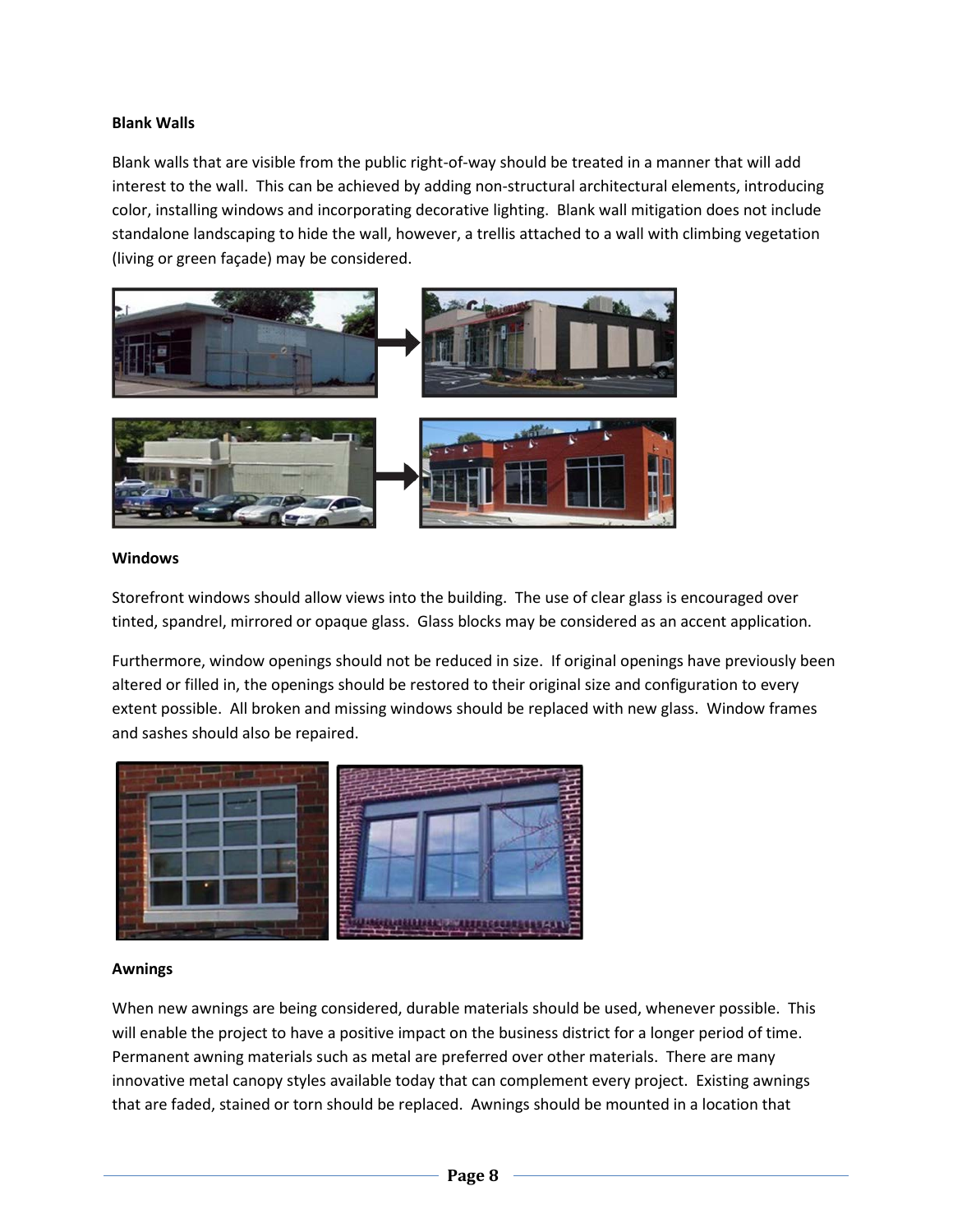**Blank Walls**

Blank walls that are visible from the public right-of-way should be treated in a manner that will add interest to the wall. This can be achieved by adding non-structural architectural elements, introducing color, installing windows and incorporating decorative lighting. Blank wall mitigation does not include standalone landscaping to hide the wall, however, a trellis attached to a wall with climbing vegetation (living or green façade) may be considered.

**Windows**

Storefront windows should allow views into the building. The use of clear glass is encouraged over tinted, spandrel, mirrored or opaque glass. Glass blocks may be considered as an accent application.

Furthermore, window openings should not be reduced in size. If original openings have previously been altered or filled in, the openings should be restored to their original size and configuration to every extent possible. All broken and missing windows should be replaced with new glass. Window frames and sashes should also be repaired.

**Awnings**

When new awnings are being considered, durable materials should be used, whenever possible. This will enable the project to have a positive impact on the business district for a longer period of time. Permanent awning materials such as metal are preferred over other materials. There are many innovative metal canopy styles available today that can complement every project. Existing awnings that are faded, stained or torn should be replaced. Awnings should be mounted in a location that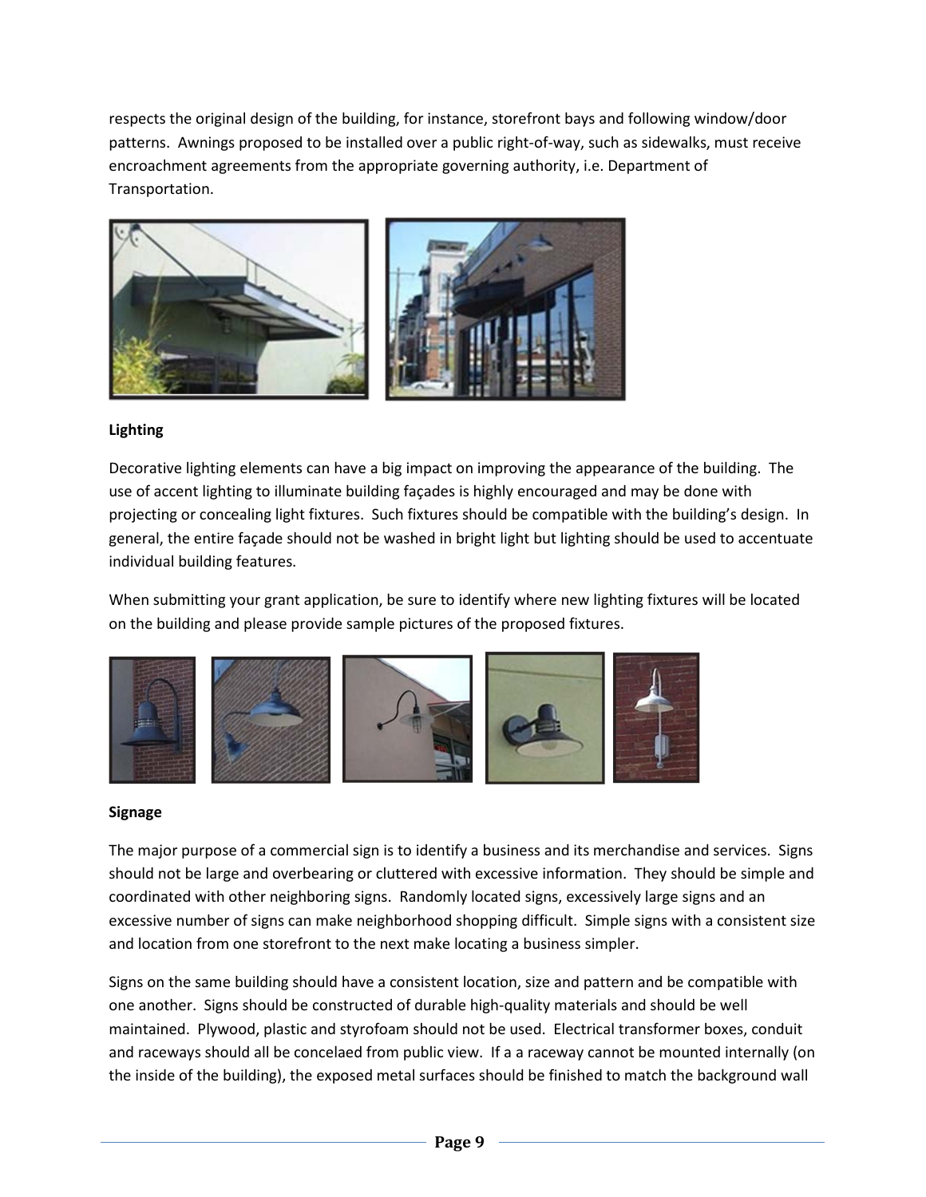respects the original design of the building, for instance, storefront bays and following window/door patterns. Awnings proposed to be installed over a public right-of-way, such as sidewalks, must receive encroachment agreements from the appropriate governing authority, i.e. Department of Transportation.

**Lighting**

Decorative lighting elements can have a big impact on improving the appearance of the building. The use of accent lighting to illuminate building façades is highly encouraged and may be done with projecting or concealing light fixtures. Such fixtures should be compatible with the building's design. In general, the entire façade should not be washed in bright light but lighting should be used to accentuate individual building features.

When submitting your grant application, be sure to identify where new lighting fixtures will be located on the building and please provide sample pictures of the proposed fixtures.

**Signage**

The major purpose of a commercial sign is to identify a business and its merchandise and services. Signs should not be large and overbearing or cluttered with excessive information. They should be simple and coordinated with other neighboring signs. Randomly located signs, excessively large signs and an excessive number of signs can make neighborhood shopping difficult. Simple signs with a consistent size and location from one storefront to the next make locating a business simpler.

Signs on the same building should have a consistent location, size and pattern and be compatible with one another. Signs should be constructed of durable high-quality materials and should be well maintained. Plywood, plastic and styrofoam should not be used. Electrical transformer boxes, conduit and raceways should all be concelaed from public view. If a a raceway cannot be mounted internally (on the inside of the building), the exposed metal surfaces should be finished to match the background wall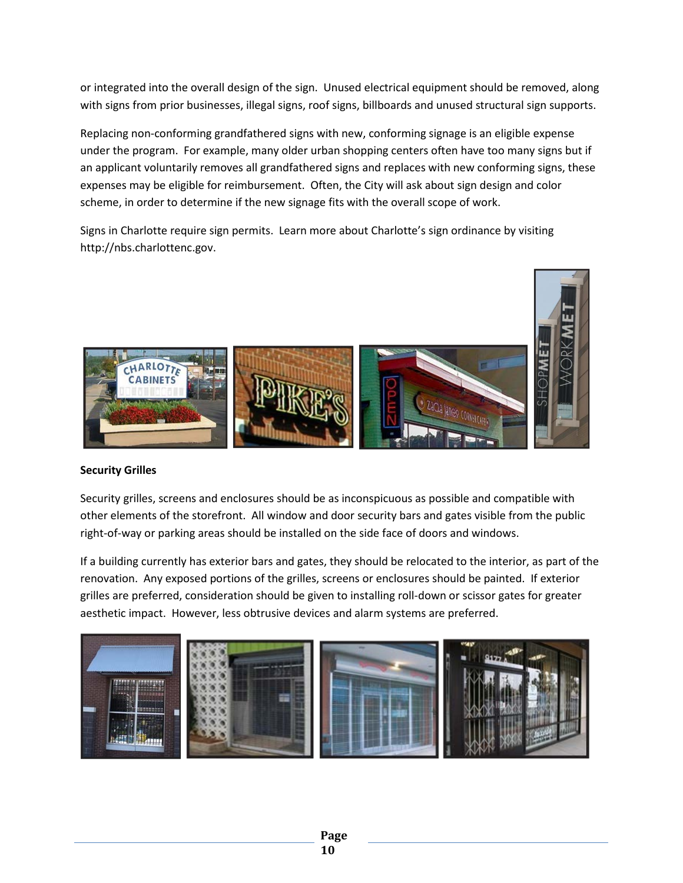or integrated into the overall design of the sign. Unused electrical equipment should be removed, along with signs from prior businesses, illegal signs, roof signs, billboards and unused structural sign supports.

Replacing non-conforming grandfathered signs with new, conforming signage is an eligible expense under the program. For example, many older urban shopping centers often have too many signs but if an applicant voluntarily removes all grandfathered signs and replaces with new conforming signs, these expenses may be eligible for reimbursement. Often, the City will ask about sign design and color scheme, in order to determine if the new signage fits with the overall scope of work.

Signs in Charlotte require sign permits. Learn more about Charlotte's sign ordinance by visiting http://nbs.charlottenc.gov.

**Security Grilles**

Security grilles, screens and enclosures should be as inconspicuous as possible and compatible with other elements of the storefront. All window and door security bars and gates visible from the public right-of-way or parking areas should be installed on the side face of doors and windows.

If a building currently has exterior bars and gates, they should be relocated to the interior, as part of the renovation. Any exposed portions of the grilles, screens or enclosures should be painted. If exterior grilles are preferred, consideration should be given to installing roll-down or scissor gates for greater aesthetic impact. However, less obtrusive devices and alarm systems are preferred.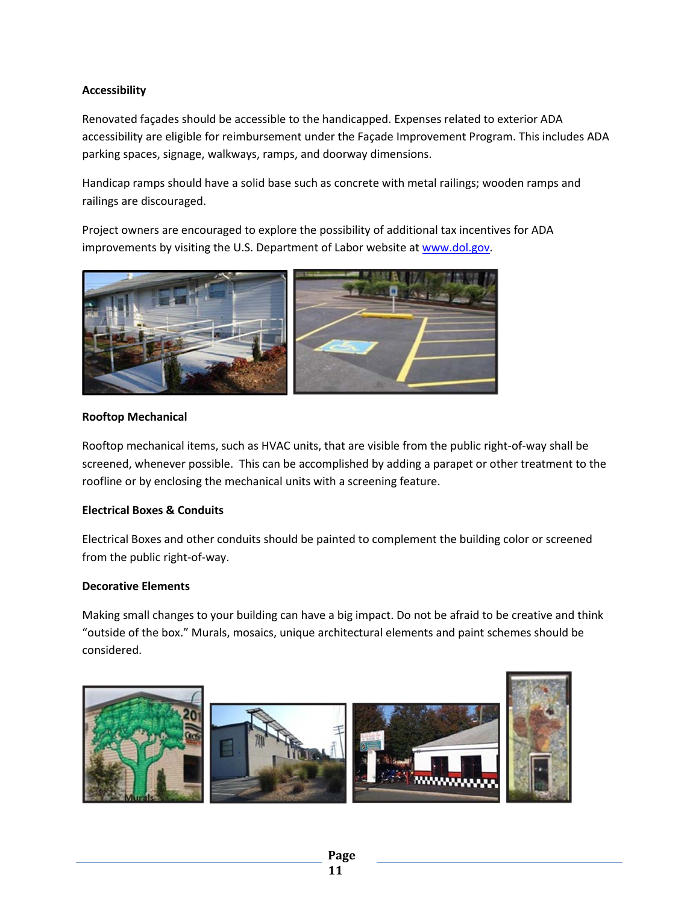**Accessibility**

Renovated façades should be accessible to the handicapped. Expenses related to exterior ADA accessibility are eligible for reimbursement under the Façade Improvement Program. This includes ADA parking spaces, signage, walkways, ramps, and doorway dimensions.

Handicap ramps should have a solid base such as concrete with metal railings; wooden ramps and railings are discouraged.

Project owners are encouraged to explore the possibility of additional tax incentives for ADA improvements by visiting the U.S. Department of Labor website at www.dol.gov.

**Rooftop Mechanical**

Rooftop mechanical items, such as HVAC units, that are visible from the public right-of-way shall be screened, whenever possible. This can be accomplished by adding a parapet or other treatment to the roofline or by enclosing the mechanical units with a screening feature.

**Electrical Boxes & Conduits**

Electrical Boxes and other conduits should be painted to complement the building color or screened from the public right-of-way.

**Decorative Elements**

Making small changes to your building can have a big impact. Do not be afraid to be creative and think "outside of the box." Murals, mosaics, unique architectural elements and paint schemes should be considered.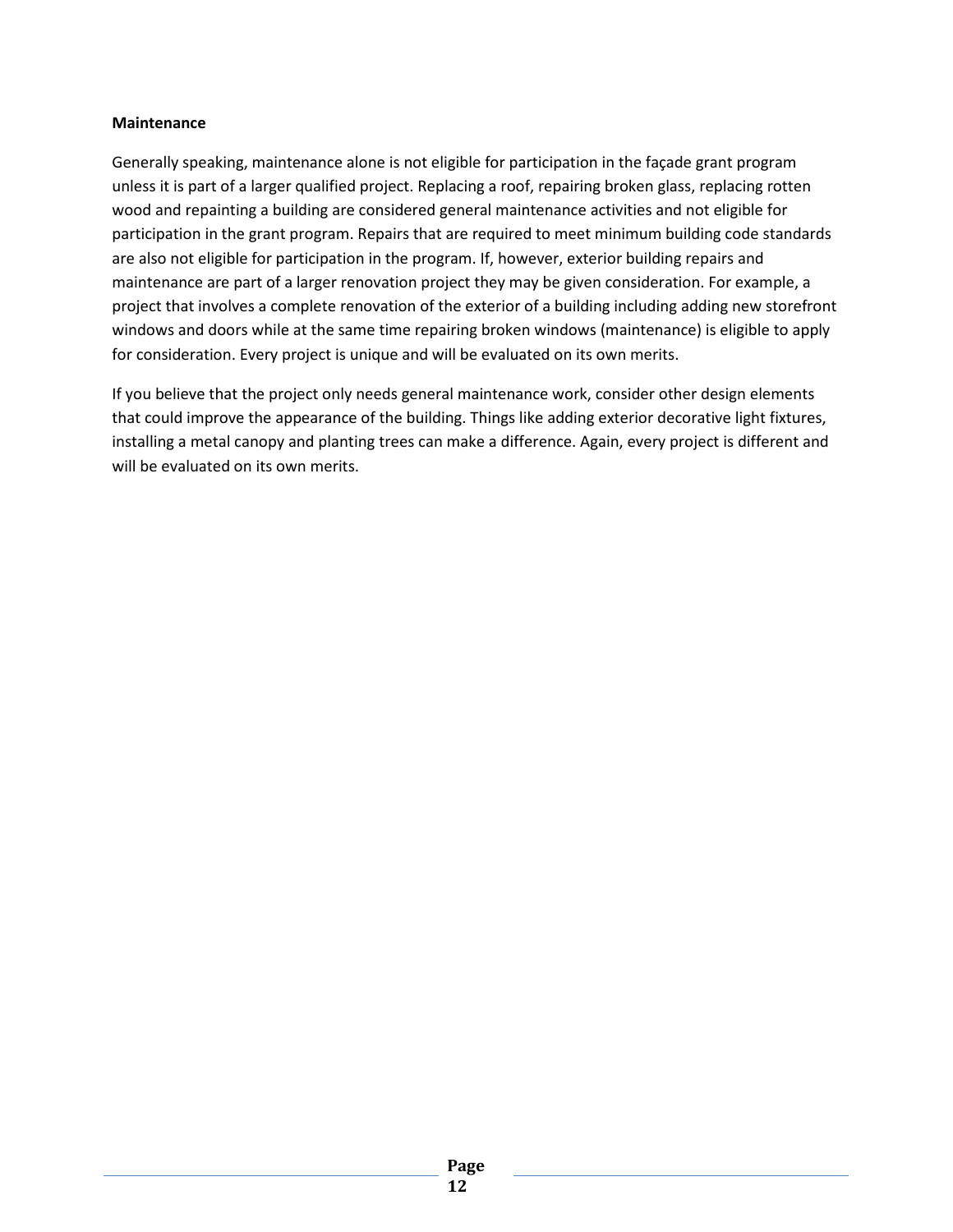**Maintenance**

Generally speaking, maintenance alone is not eligible for participation in the façade grant program unless it is part of a larger qualified project. Replacing a roof, repairing broken glass, replacing rotten wood and repainting a building are considered general maintenance activities and not eligible for participation in the grant program. Repairs that are required to meet minimum building code standards are also not eligible for participation in the program. If, however, exterior building repairs and maintenance are part of a larger renovation project they may be given consideration. For example, a project that involves a complete renovation of the exterior of a building including adding new storefront windows and doors while at the same time repairing broken windows (maintenance) is eligible to apply for consideration. Every project is unique and will be evaluated on its own merits.

If you believe that the project only needs general maintenance work, consider other design elements that could improve the appearance of the building. Things like adding exterior decorative light fixtures, installing a metal canopy and planting trees can make a difference. Again, every project is different and will be evaluated on its own merits.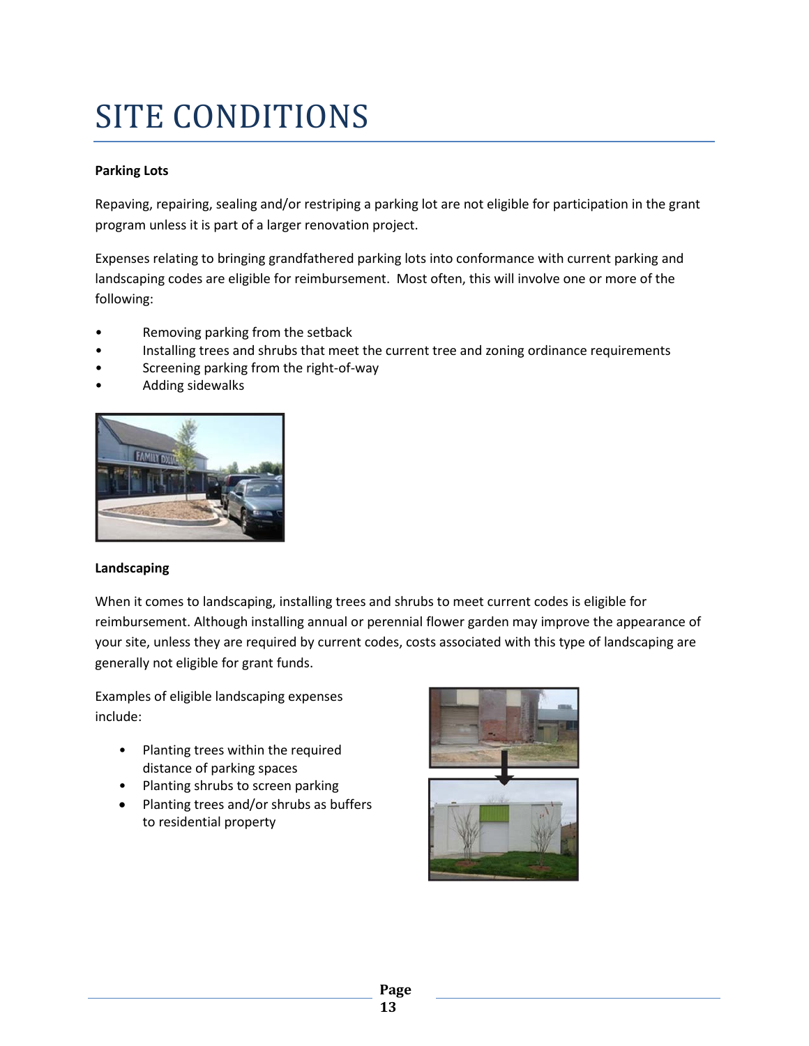# SITE CONDITIONS

**Parking Lots**

Repaving, repairing, sealing and/or restriping a parking lot are not eligible for participation in the grant program unless it is part of a larger renovation project.

Expenses relating to bringing grandfathered parking lots into conformance with current parking and landscaping codes are eligible for reimbursement. Most often, this will involve one or more of the following:

- Removing parking from the setback
- Installing trees and shrubs that meet the current tree and zoning ordinance requirements
- Screening parking from the right-of-way
- Adding sidewalks

**Landscaping**

When it comes to landscaping, installing trees and shrubs to meet current codes is eligible for reimbursement. Although installing annual or perennial flower garden may improve the appearance of your site, unless they are required by current codes, costs associated with this type of landscaping are generally not eligible for grant funds.

Examples of eligible landscaping expenses include:

- Planting trees within the required distance of parking spaces
- Planting shrubs to screen parking
- Planting trees and/or shrubs as buffers to residential property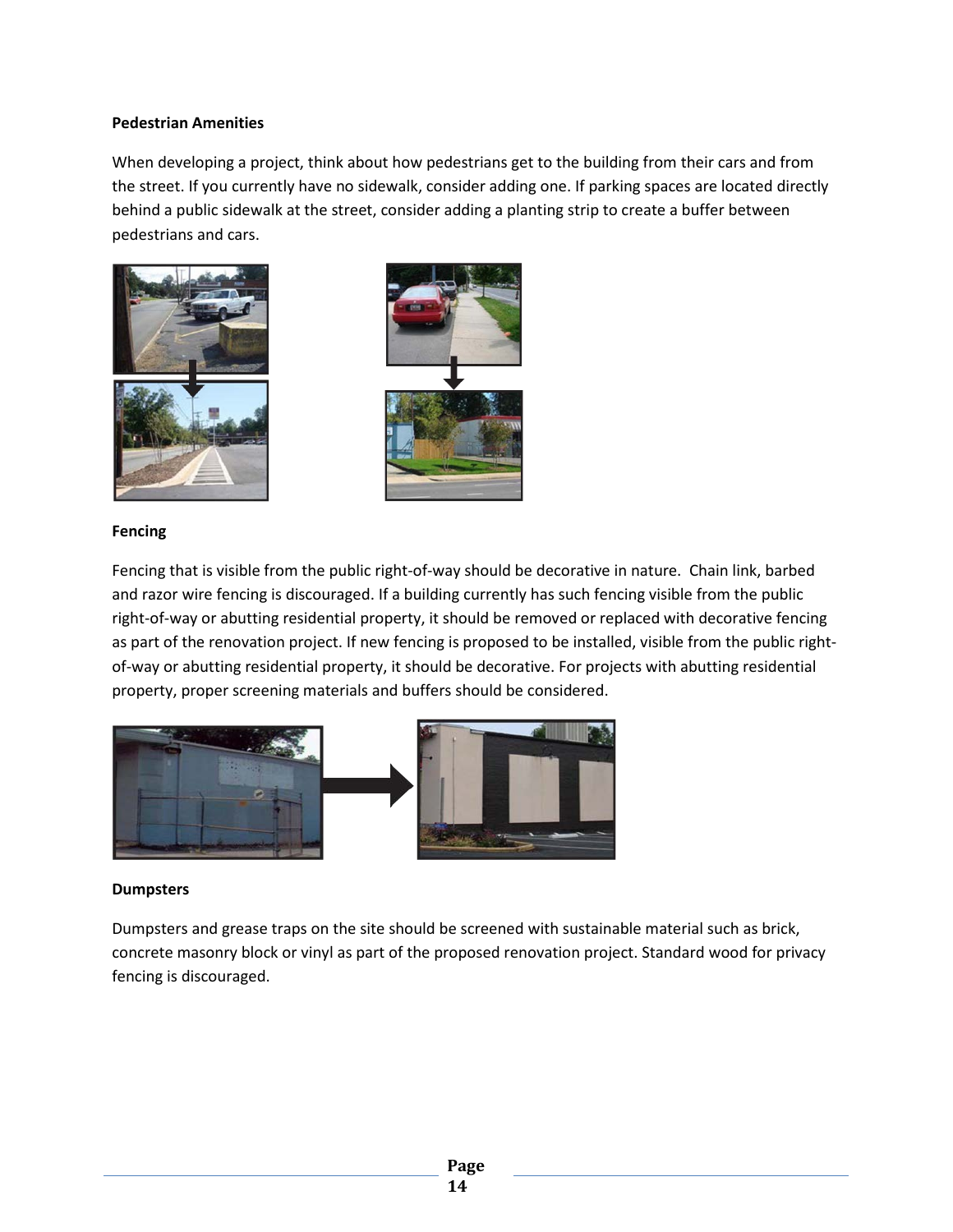**Pedestrian Amenities**

When developing a project, think about how pedestrians get to the building from their cars and from the street. If you currently have no sidewalk, consider adding one. If parking spaces are located directly behind a public sidewalk at the street, consider adding a planting strip to create a buffer between pedestrians and cars.

**Fencing**

Fencing that is visible from the public right-of-way should be decorative in nature. Chain link, barbed and razor wire fencing is discouraged. If a building currently has such fencing visible from the public right-of-way or abutting residential property, it should be removed or replaced with decorative fencing as part of the renovation project. If new fencing is proposed to be installed, visible from the public right-of-way or abutting residential property, it should be decorative. For projects with abutting residential property, proper screening materials and buffers should be considered.

**Dumpsters**

Dumpsters and grease traps on the site should be screened with sustainable material such as brick, concrete masonry block or vinyl as part of the proposed renovation project. Standard wood for privacy fencing is discouraged.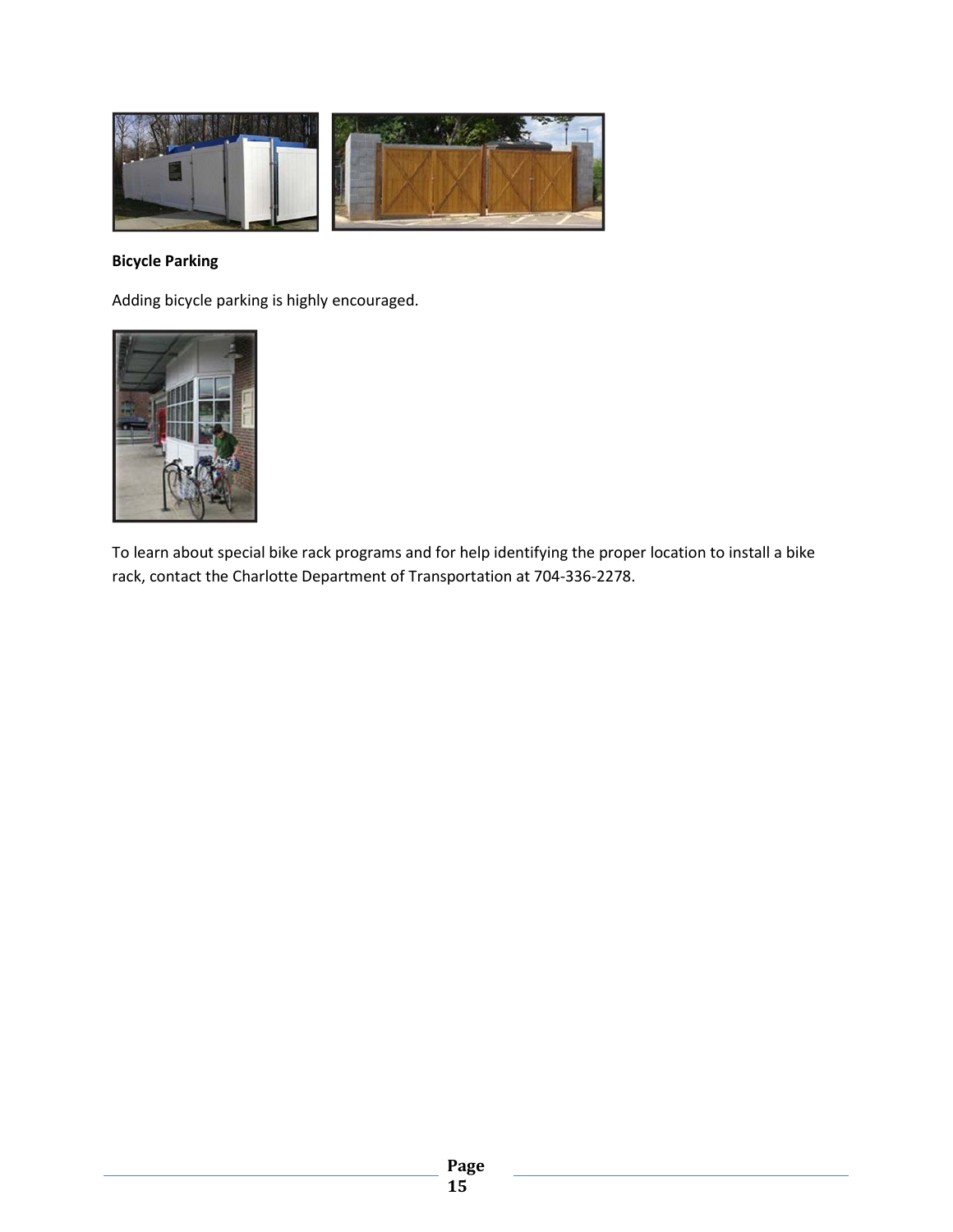**Bicycle Parking**

Adding bicycle parking is highly encouraged.

To learn about special bike rack programs and for help identifying the proper location to install a bike rack, contact the Charlotte Department of Transportation at 704-336-2278.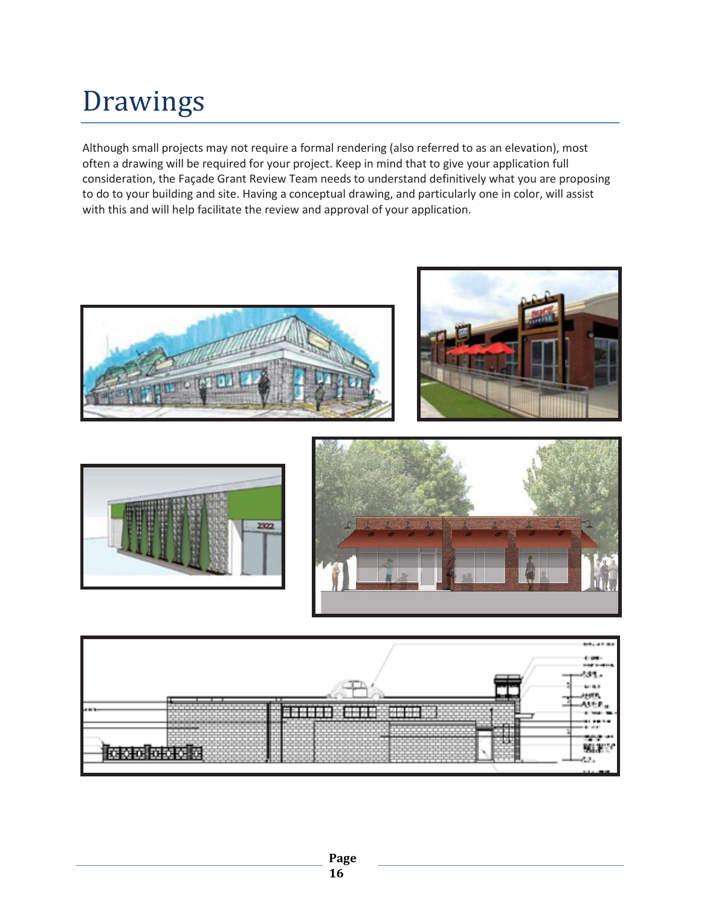# Drawings

Although small projects may not require a formal rendering (also referred to as an elevation), most often a drawing will be required for your project. Keep in mind that to give your application full consideration, the Façade Grant Review Team needs to understand definitively what you are proposing to do to your building and site. Having a conceptual drawing, and particularly one in color, will assist with this and will help facilitate the review and approval of your application.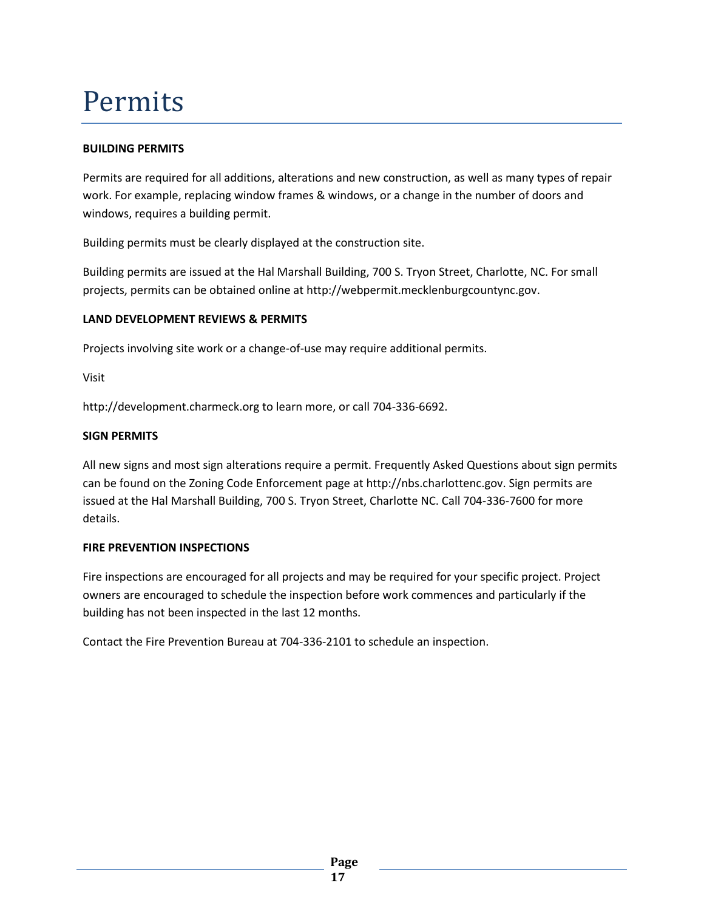# Permits

**BUILDING PERMITS**

Permits are required for all additions, alterations and new construction, as well as many types of repair work. For example, replacing window frames & windows, or a change in the number of doors and windows, requires a building permit.

Building permits must be clearly displayed at the construction site.

Building permits are issued at the Hal Marshall Building, 700 S. Tryon Street, Charlotte, NC. For small projects, permits can be obtained online at http://webpermit.mecklenburgcountync.gov.

**LAND DEVELOPMENT REVIEWS & PERMITS**

Projects involving site work or a change-of-use may require additional permits.

Visit

http://development.charmeck.org to learn more, or call 704-336-6692.

**SIGN PERMITS**

All new signs and most sign alterations require a permit. Frequently Asked Questions about sign permits can be found on the Zoning Code Enforcement page at http://nbs.charlottenc.gov. Sign permits are issued at the Hal Marshall Building, 700 S. Tryon Street, Charlotte NC. Call 704-336-7600 for more details.

**FIRE PREVENTION INSPECTIONS**

Fire inspections are encouraged for all projects and may be required for your specific project. Project owners are encouraged to schedule the inspection before work commences and particularly if the building has not been inspected in the last 12 months.

Contact the Fire Prevention Bureau at 704-336-2101 to schedule an inspection.